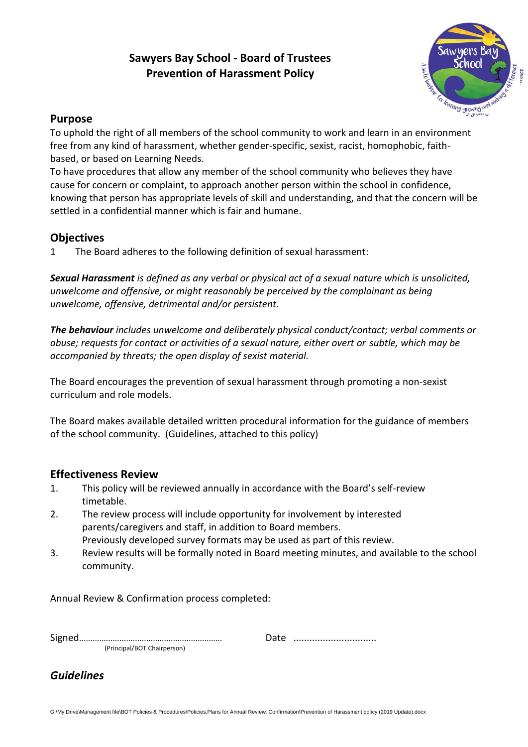# Sawyers Bay School - Board of Trustees
# Prevention of Harassment Policy

## Purpose

To uphold the right of all members of the school community to work and learn in an environment free from any kind of harassment, whether gender-specific, sexist, racist, homophobic, faith-based, or based on Learning Needs.

To have procedures that allow any member of the school community who believes they have cause for concern or complaint, to approach another person within the school in confidence, knowing that person has appropriate levels of skill and understanding, and that the concern will be settled in a confidential manner which is fair and humane.

## Objectives

1 The Board adheres to the following definition of sexual harassment:

***Sexual Harassment*** *is defined as any verbal or physical act of a sexual nature which is unsolicited, unwelcome and offensive, or might reasonably be perceived by the complainant as being unwelcome, offensive, detrimental and/or persistent.*

***The behaviour*** *includes unwelcome and deliberately physical conduct/contact; verbal comments or abuse; requests for contact or activities of a sexual nature, either overt or subtle, which may be accompanied by threats; the open display of sexist material.*

The Board encourages the prevention of sexual harassment through promoting a non-sexist curriculum and role models.

The Board makes available detailed written procedural information for the guidance of members of the school community. (Guidelines, attached to this policy)

## Effectiveness Review

1. This policy will be reviewed annually in accordance with the Board's self-review timetable.
2. The review process will include opportunity for involvement by interested parents/caregivers and staff, in addition to Board members.
   Previously developed survey formats may be used as part of this review.
3. Review results will be formally noted in Board meeting minutes, and available to the school community.

Annual Review & Confirmation process completed:

Signed……………………………………………………… Date ...............................
(Principal/BOT Chairperson)

## *Guidelines*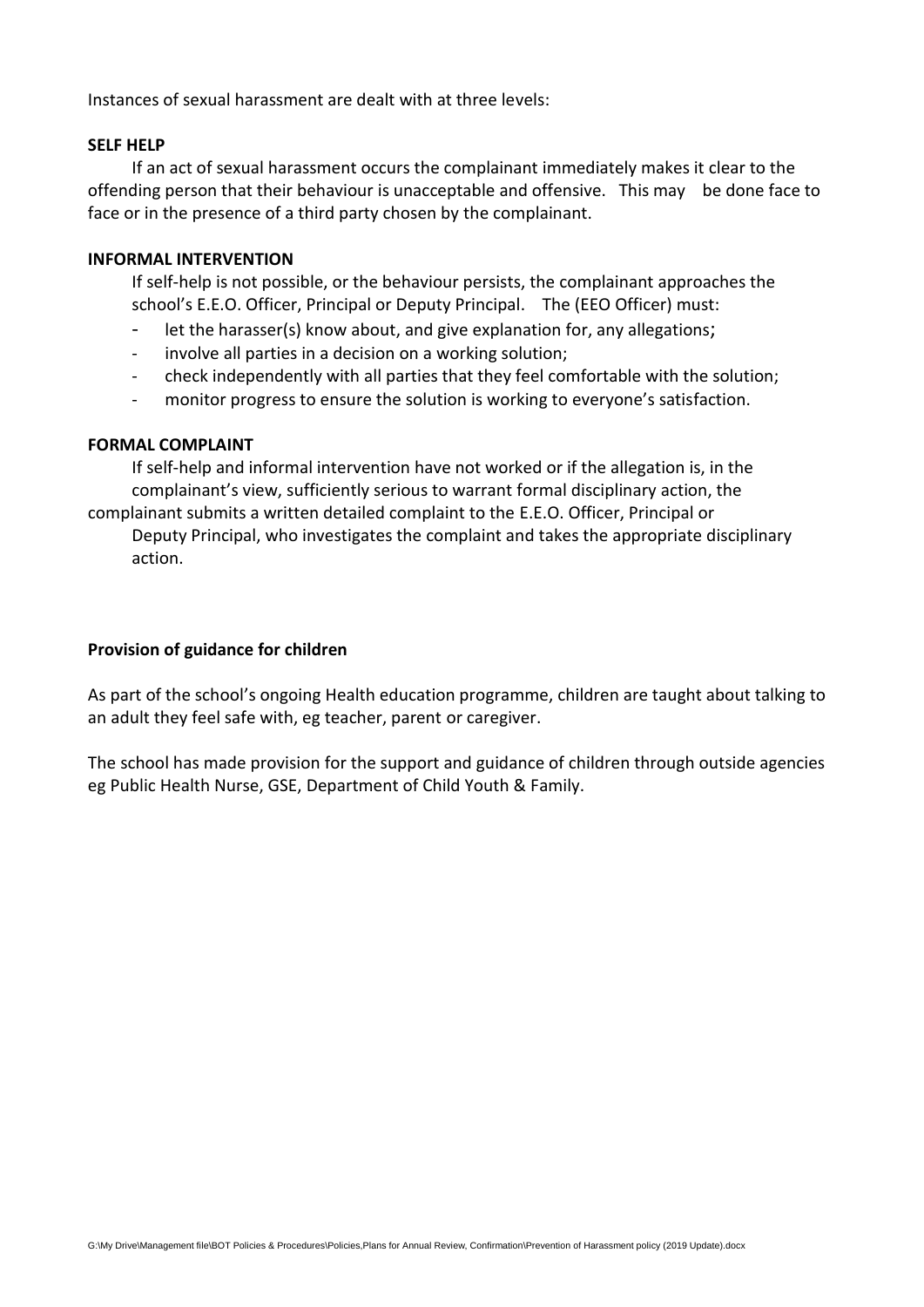Instances of sexual harassment are dealt with at three levels:

**SELF HELP**

If an act of sexual harassment occurs the complainant immediately makes it clear to the offending person that their behaviour is unacceptable and offensive. This may be done face to face or in the presence of a third party chosen by the complainant.

**INFORMAL INTERVENTION**

If self-help is not possible, or the behaviour persists, the complainant approaches the school's E.E.O. Officer, Principal or Deputy Principal. The (EEO Officer) must:

- let the harasser(s) know about, and give explanation for, any allegations;
- involve all parties in a decision on a working solution;
- check independently with all parties that they feel comfortable with the solution;
- monitor progress to ensure the solution is working to everyone's satisfaction.

**FORMAL COMPLAINT**

If self-help and informal intervention have not worked or if the allegation is, in the complainant's view, sufficiently serious to warrant formal disciplinary action, the complainant submits a written detailed complaint to the E.E.O. Officer, Principal or Deputy Principal, who investigates the complaint and takes the appropriate disciplinary action.

**Provision of guidance for children**

As part of the school's ongoing Health education programme, children are taught about talking to an adult they feel safe with, eg teacher, parent or caregiver.

The school has made provision for the support and guidance of children through outside agencies eg Public Health Nurse, GSE, Department of Child Youth & Family.